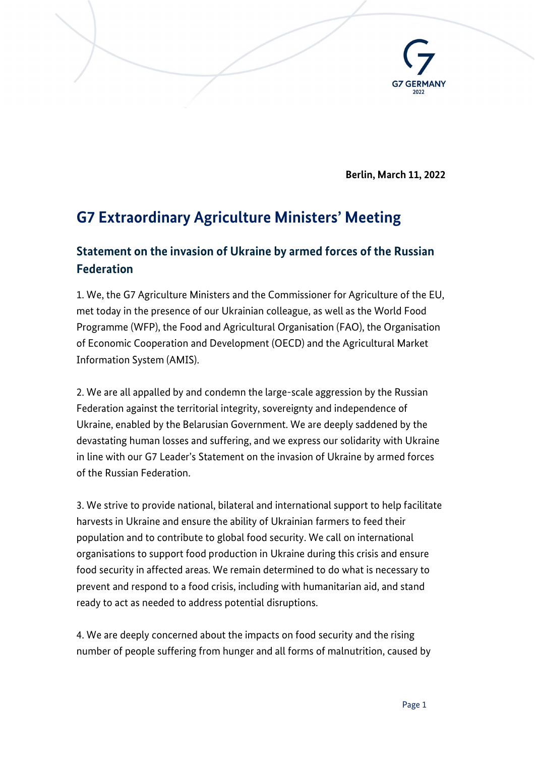**Berlin, March 11, 2022**

# G7 Extraordinary Agriculture Ministers' Meeting

## Statement on the invasion of Ukraine by armed forces of the Russian Federation

1. We, the G7 Agriculture Ministers and the Commissioner for Agriculture of the EU, met today in the presence of our Ukrainian colleague, as well as the World Food Programme (WFP), the Food and Agricultural Organisation (FAO), the Organisation of Economic Cooperation and Development (OECD) and the Agricultural Market Information System (AMIS).

2. We are all appalled by and condemn the large-scale aggression by the Russian Federation against the territorial integrity, sovereignty and independence of Ukraine, enabled by the Belarusian Government. We are deeply saddened by the devastating human losses and suffering, and we express our solidarity with Ukraine in line with our G7 Leader's Statement on the invasion of Ukraine by armed forces of the Russian Federation.

3. We strive to provide national, bilateral and international support to help facilitate harvests in Ukraine and ensure the ability of Ukrainian farmers to feed their population and to contribute to global food security. We call on international organisations to support food production in Ukraine during this crisis and ensure food security in affected areas. We remain determined to do what is necessary to prevent and respond to a food crisis, including with humanitarian aid, and stand ready to act as needed to address potential disruptions.

4. We are deeply concerned about the impacts on food security and the rising number of people suffering from hunger and all forms of malnutrition, caused by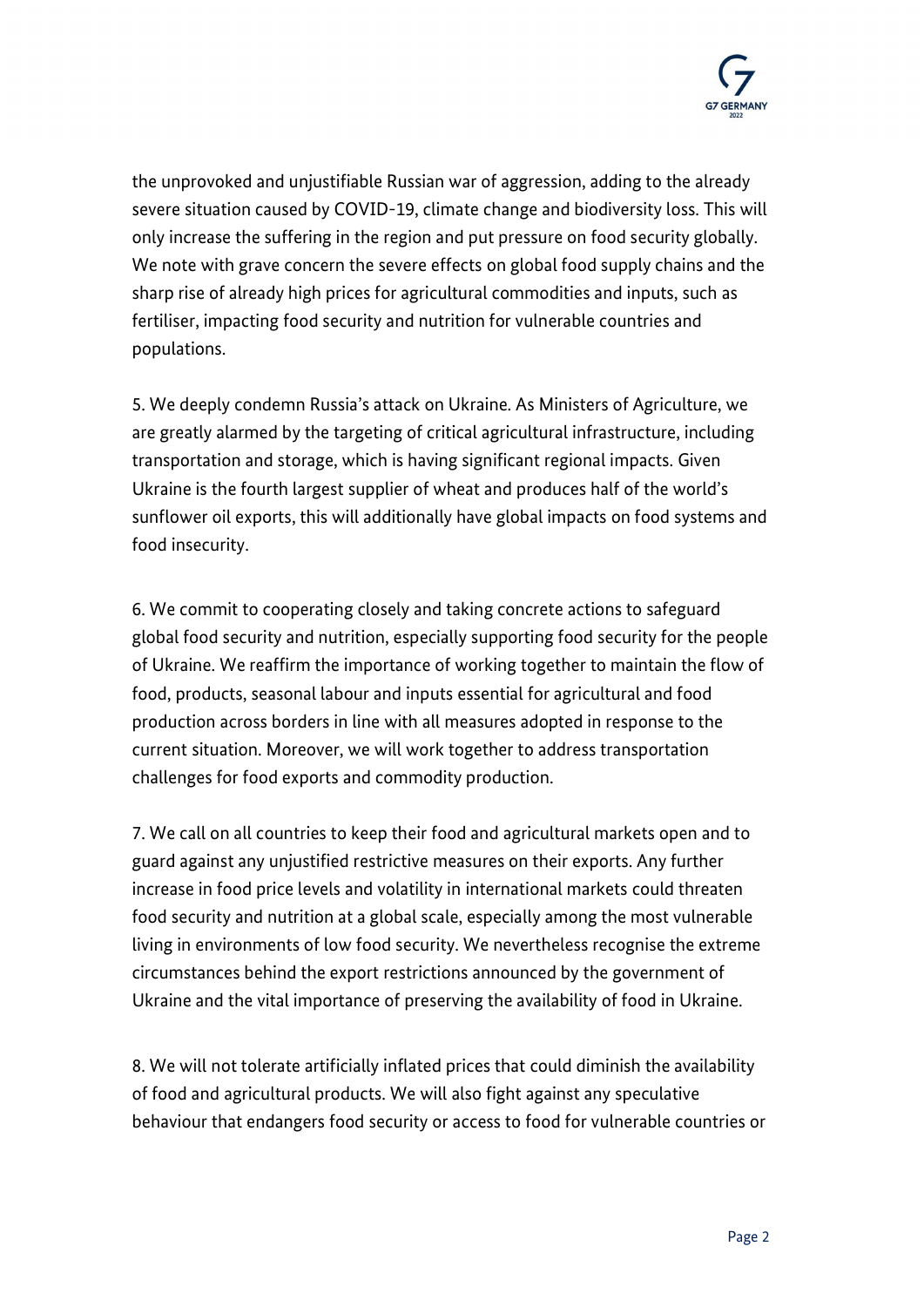the unprovoked and unjustifiable Russian war of aggression, adding to the already severe situation caused by COVID-19, climate change and biodiversity loss. This will only increase the suffering in the region and put pressure on food security globally. We note with grave concern the severe effects on global food supply chains and the sharp rise of already high prices for agricultural commodities and inputs, such as fertiliser, impacting food security and nutrition for vulnerable countries and populations.

5. We deeply condemn Russia's attack on Ukraine. As Ministers of Agriculture, we are greatly alarmed by the targeting of critical agricultural infrastructure, including transportation and storage, which is having significant regional impacts. Given Ukraine is the fourth largest supplier of wheat and produces half of the world's sunflower oil exports, this will additionally have global impacts on food systems and food insecurity.

6. We commit to cooperating closely and taking concrete actions to safeguard global food security and nutrition, especially supporting food security for the people of Ukraine. We reaffirm the importance of working together to maintain the flow of food, products, seasonal labour and inputs essential for agricultural and food production across borders in line with all measures adopted in response to the current situation. Moreover, we will work together to address transportation challenges for food exports and commodity production.

7. We call on all countries to keep their food and agricultural markets open and to guard against any unjustified restrictive measures on their exports. Any further increase in food price levels and volatility in international markets could threaten food security and nutrition at a global scale, especially among the most vulnerable living in environments of low food security. We nevertheless recognise the extreme circumstances behind the export restrictions announced by the government of Ukraine and the vital importance of preserving the availability of food in Ukraine.

8. We will not tolerate artificially inflated prices that could diminish the availability of food and agricultural products. We will also fight against any speculative behaviour that endangers food security or access to food for vulnerable countries or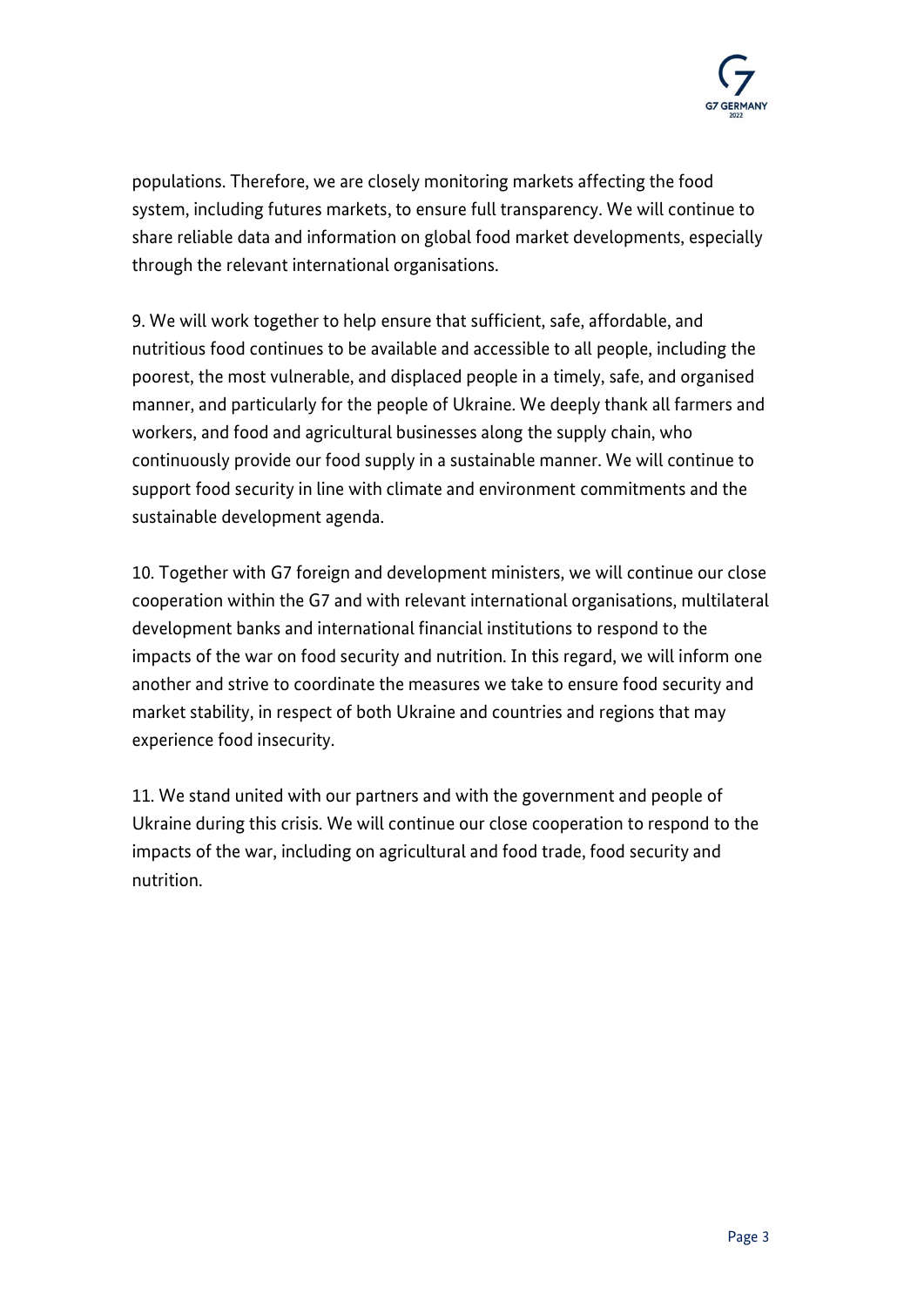populations. Therefore, we are closely monitoring markets affecting the food system, including futures markets, to ensure full transparency. We will continue to share reliable data and information on global food market developments, especially through the relevant international organisations.

9. We will work together to help ensure that sufficient, safe, affordable, and nutritious food continues to be available and accessible to all people, including the poorest, the most vulnerable, and displaced people in a timely, safe, and organised manner, and particularly for the people of Ukraine. We deeply thank all farmers and workers, and food and agricultural businesses along the supply chain, who continuously provide our food supply in a sustainable manner. We will continue to support food security in line with climate and environment commitments and the sustainable development agenda.

10. Together with G7 foreign and development ministers, we will continue our close cooperation within the G7 and with relevant international organisations, multilateral development banks and international financial institutions to respond to the impacts of the war on food security and nutrition. In this regard, we will inform one another and strive to coordinate the measures we take to ensure food security and market stability, in respect of both Ukraine and countries and regions that may experience food insecurity.

11. We stand united with our partners and with the government and people of Ukraine during this crisis. We will continue our close cooperation to respond to the impacts of the war, including on agricultural and food trade, food security and nutrition.